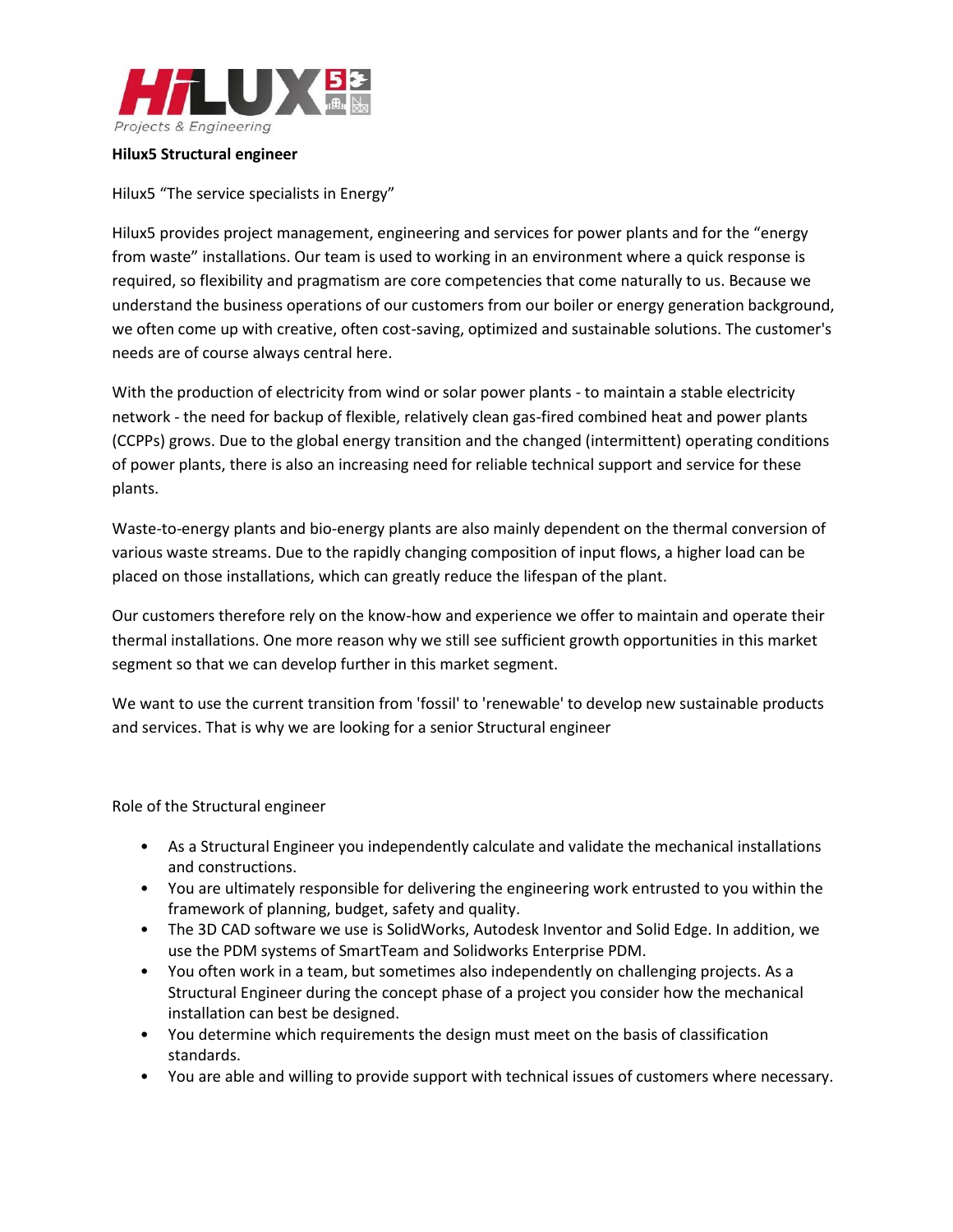**Hilux5 Structural engineer**

Hilux5 “The service specialists in Energy”

Hilux5 provides project management, engineering and services for power plants and for the “energy from waste” installations. Our team is used to working in an environment where a quick response is required, so flexibility and pragmatism are core competencies that come naturally to us. Because we understand the business operations of our customers from our boiler or energy generation background, we often come up with creative, often cost-saving, optimized and sustainable solutions. The customer's needs are of course always central here.

With the production of electricity from wind or solar power plants - to maintain a stable electricity network - the need for backup of flexible, relatively clean gas-fired combined heat and power plants (CCPPs) grows. Due to the global energy transition and the changed (intermittent) operating conditions of power plants, there is also an increasing need for reliable technical support and service for these plants.

Waste-to-energy plants and bio-energy plants are also mainly dependent on the thermal conversion of various waste streams. Due to the rapidly changing composition of input flows, a higher load can be placed on those installations, which can greatly reduce the lifespan of the plant.

Our customers therefore rely on the know-how and experience we offer to maintain and operate their thermal installations. One more reason why we still see sufficient growth opportunities in this market segment so that we can develop further in this market segment.

We want to use the current transition from 'fossil' to 'renewable' to develop new sustainable products and services. That is why we are looking for a senior Structural engineer

Role of the Structural engineer

- As a Structural Engineer you independently calculate and validate the mechanical installations and constructions.
- You are ultimately responsible for delivering the engineering work entrusted to you within the framework of planning, budget, safety and quality.
- The 3D CAD software we use is SolidWorks, Autodesk Inventor and Solid Edge. In addition, we use the PDM systems of SmartTeam and Solidworks Enterprise PDM.
- You often work in a team, but sometimes also independently on challenging projects. As a Structural Engineer during the concept phase of a project you consider how the mechanical installation can best be designed.
- You determine which requirements the design must meet on the basis of classification standards.
- You are able and willing to provide support with technical issues of customers where necessary.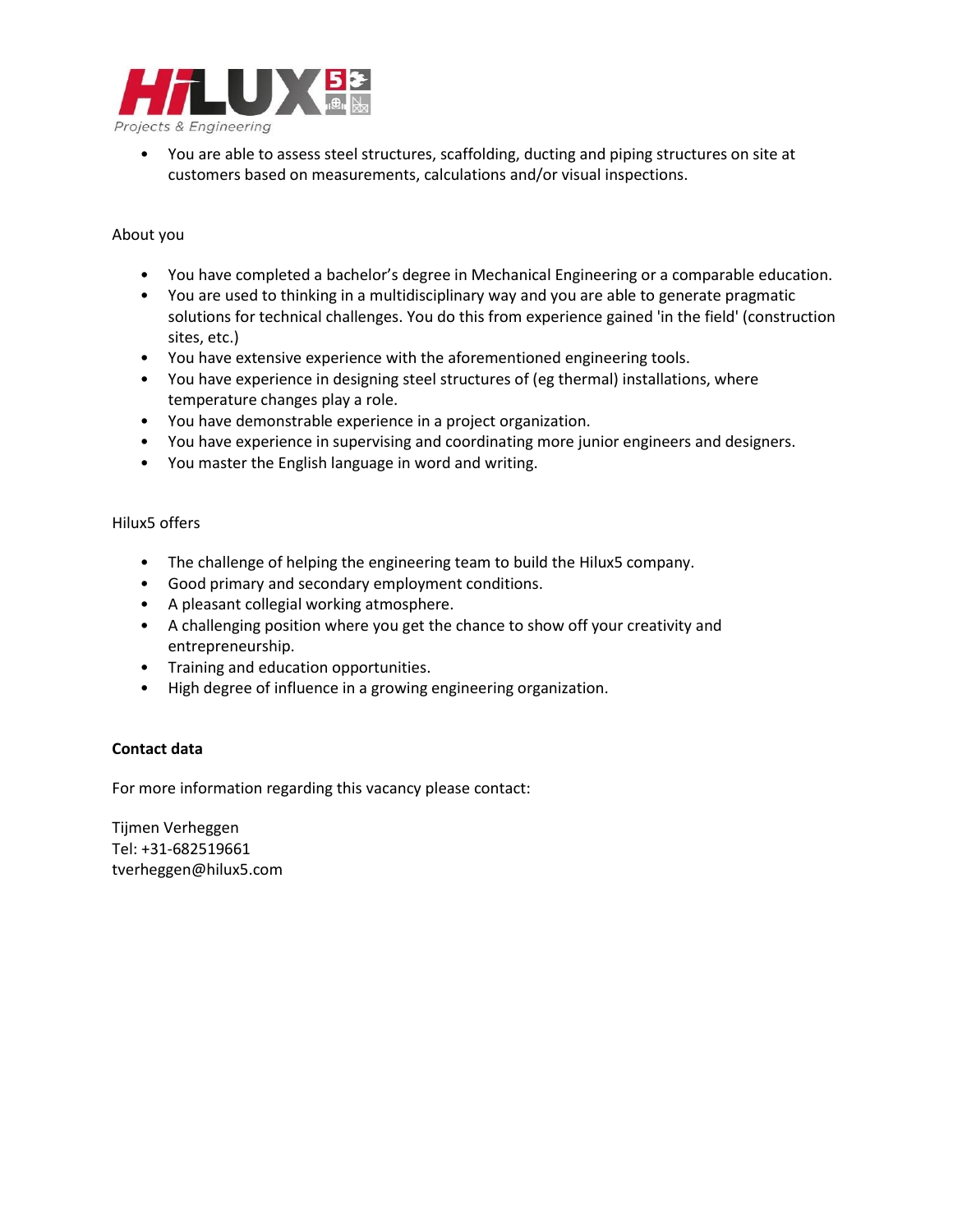- You are able to assess steel structures, scaffolding, ducting and piping structures on site at customers based on measurements, calculations and/or visual inspections.

About you

- You have completed a bachelor's degree in Mechanical Engineering or a comparable education.
- You are used to thinking in a multidisciplinary way and you are able to generate pragmatic solutions for technical challenges. You do this from experience gained 'in the field' (construction sites, etc.)
- You have extensive experience with the aforementioned engineering tools.
- You have experience in designing steel structures of (eg thermal) installations, where temperature changes play a role.
- You have demonstrable experience in a project organization.
- You have experience in supervising and coordinating more junior engineers and designers.
- You master the English language in word and writing.

Hilux5 offers

- The challenge of helping the engineering team to build the Hilux5 company.
- Good primary and secondary employment conditions.
- A pleasant collegial working atmosphere.
- A challenging position where you get the chance to show off your creativity and entrepreneurship.
- Training and education opportunities.
- High degree of influence in a growing engineering organization.

**Contact data**

For more information regarding this vacancy please contact:

Tijmen Verheggen
Tel: +31-682519661
tverheggen@hilux5.com